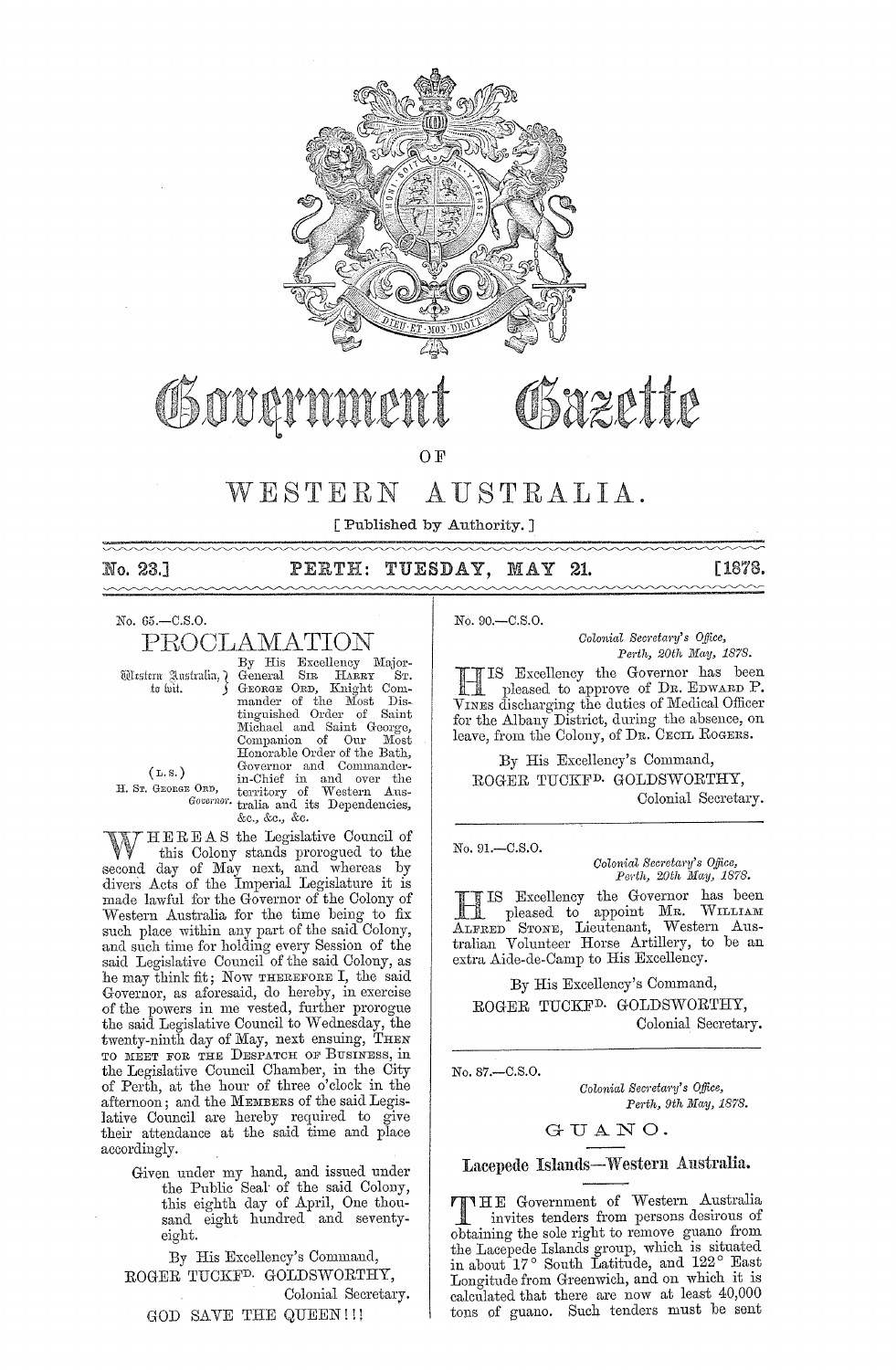# Government Gazette

OF

# WESTERN AUSTRALIA.

[ Published by Authority. ]

No. 23.] **PERTH: TUESDAY, MAY 21.** [1878.

---

No. 65.—C.S.O.

## PROCLAMATION

Western Australia, to wit.

By His Excellency Major-General SIR HARRY ST. GEORGE ORD, Knight Commander of the Most Distinguished Order of Saint Michael and Saint George, Companion of Our Most Honorable Order of the Bath, Governor and Commander-in-Chief in and over the territory of Western Australia and its Dependencies, &c., &c., &c.

(L.S.)
H. ST. GEORGE ORD,
*Governor.*

WHEREAS the Legislative Council of this Colony stands prorogued to the second day of May next, and whereas by divers Acts of the Imperial Legislature it is made lawful for the Governor of the Colony of Western Australia for the time being to fix such place within any part of the said Colony, and such time for holding every Session of the said Legislative Council of the said Colony, as he may think fit; Now THEREFORE I, the said Governor, as aforesaid, do hereby, in exercise of the powers in me vested, further prorogue the said Legislative Council to Wednesday, the twenty-ninth day of May, next ensuing, THEN TO MEET FOR THE DESPATCH OF BUSINESS, in the Legislative Council Chamber, in the City of Perth, at the hour of three o'clock in the afternoon; and the MEMBERS of the said Legislative Council are hereby required to give their attendance at the said time and place accordingly.

Given under my hand, and issued under the Public Seal of the said Colony, this eighth day of April, One thousand eight hundred and seventy-eight.

By His Excellency's Command,
ROGER TUCKFD. GOLDSWORTHY,
Colonial Secretary.

GOD SAVE THE QUEEN!!!

---

No. 90.—C.S.O.

*Colonial Secretary's Office,*
*Perth, 20th May, 1878.*

HIS Excellency the Governor has been pleased to approve of DR. EDWARD P. VINES discharging the duties of Medical Officer for the Albany District, during the absence, on leave, from the Colony, of DR. CECIL ROGERS.

By His Excellency's Command,
ROGER TUCKFD. GOLDSWORTHY,
Colonial Secretary.

---

No. 91.—C.S.O.

*Colonial Secretary's Office,*
*Perth, 20th May, 1878.*

HIS Excellency the Governor has been pleased to appoint MR. WILLIAM ALFRED STONE, Lieutenant, Western Australian Volunteer Horse Artillery, to be an extra Aide-de-Camp to His Excellency.

By His Excellency's Command,
ROGER TUCKFD. GOLDSWORTHY,
Colonial Secretary.

---

No. 87.—C.S.O.

*Colonial Secretary's Office,*
*Perth, 9th May, 1878.*

## GUANO.

### Lacepede Islands—Western Australia.

THE Government of Western Australia invites tenders from persons desirous of obtaining the sole right to remove guano from the Lacepede Islands group, which is situated in about 17° South Latitude, and 122° East Longitude from Greenwich, and on which it is calculated that there are now at least 40,000 tons of guano. Such tenders must be sent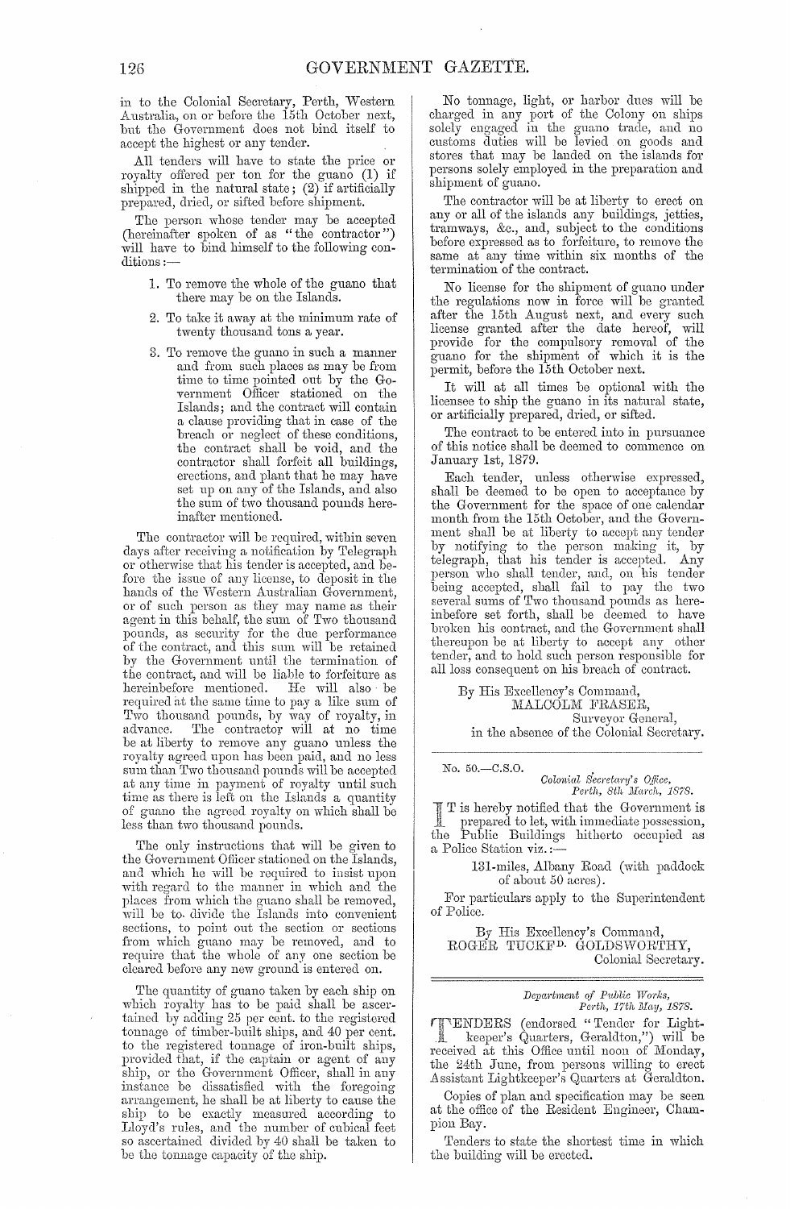in to the Colonial Secretary, Perth, Western Australia, on or before the 15th October next, but the Government does not bind itself to accept the highest or any tender.

All tenders will have to state the price or royalty offered per ton for the guano (1) if shipped in the natural state; (2) if artificially prepared, dried, or sifted before shipment.

The person whose tender may be accepted (hereinafter spoken of as "the contractor") will have to bind himself to the following conditions:—

1. To remove the whole of the guano that there may be on the Islands.
2. To take it away at the minimum rate of twenty thousand tons a year.
3. To remove the guano in such a manner and from such places as may be from time to time pointed out by the Government Officer stationed on the Islands; and the contract will contain a clause providing that in case of the breach or neglect of these conditions, the contract shall be void, and the contractor shall forfeit all buildings, erections, and plant that he may have set up on any of the Islands, and also the sum of two thousand pounds hereinafter mentioned.

The contractor will be required, within seven days after receiving a notification by Telegraph or otherwise that his tender is accepted, and before the issue of any license, to deposit in the hands of the Western Australian Government, or of such person as they may name as their agent in this behalf, the sum of Two thousand pounds, as security for the due performance of the contract, and this sum will be retained by the Government until the termination of the contract, and will be liable to forfeiture as hereinbefore mentioned. He will also be required at the same time to pay a like sum of Two thousand pounds, by way of royalty, in advance. The contractor will at no time be at liberty to remove any guano unless the royalty agreed upon has been paid, and no less sum than Two thousand pounds will be accepted at any time in payment of royalty until such time as there is left on the Islands a quantity of guano the agreed royalty on which shall be less than two thousand pounds.

The only instructions that will be given to the Government Officer stationed on the Islands, and which he will be required to insist upon with regard to the manner in which and the places from which the guano shall be removed, will be to divide the Islands into convenient sections, to point out the section or sections from which guano may be removed, and to require that the whole of any one section be cleared before any new ground is entered on.

The quantity of guano taken by each ship on which royalty has to be paid shall be ascertained by adding 25 per cent. to the registered tonnage of timber-built ships, and 40 per cent. to the registered tonnage of iron-built ships, provided that, if the captain or agent of any ship, or the Government Officer, shall in any instance be dissatisfied with the foregoing arrangement, he shall be at liberty to cause the ship to be exactly measured according to Lloyd's rules, and the number of cubical feet so ascertained divided by 40 shall be taken to be the tonnage capacity of the ship.

No tonnage, light, or harbor dues will be charged in any port of the Colony on ships solely engaged in the guano trade, and no customs duties will be levied on goods and stores that may be landed on the islands for persons solely employed in the preparation and shipment of guano.

The contractor will be at liberty to erect on any or all of the islands any buildings, jetties, tramways, &c., and, subject to the conditions before expressed as to forfeiture, to remove the same at any time within six months of the termination of the contract.

No license for the shipment of guano under the regulations now in force will be granted after the 15th August next, and every such license granted after the date hereof, will provide for the compulsory removal of the guano for the shipment of which it is the permit, before the 15th October next.

It will at all times be optional with the licensee to ship the guano in its natural state, or artificially prepared, dried, or sifted.

The contract to be entered into in pursuance of this notice shall be deemed to commence on January 1st, 1879.

Each tender, unless otherwise expressed, shall be deemed to be open to acceptance by the Government for the space of one calendar month from the 15th October, and the Government shall be at liberty to accept any tender by notifying to the person making it, by telegraph, that his tender is accepted. Any person who shall tender, and, on his tender being accepted, shall fail to pay the two several sums of Two thousand pounds as hereinbefore set forth, shall be deemed to have broken his contract, and the Government shall thereupon be at liberty to accept any other tender, and to hold such person responsible for all loss consequent on his breach of contract.

By His Excellency's Command,
MALCOLM FRASER,
Surveyor General,
in the absence of the Colonial Secretary.

---

No. 50.—C.S.O.

*Colonial Secretary's Office,*
*Perth, 8th March, 1878.*

It is hereby notified that the Government is prepared to let, with immediate possession, the Public Buildings hitherto occupied as a Police Station viz.:—

131-miles, Albany Road (with paddock of about 50 acres).

For particulars apply to the Superintendent of Police.

By His Excellency's Command,
ROGER TUCKF^D. GOLDSWORTHY,
Colonial Secretary.

---

*Department of Public Works,*
*Perth, 17th May, 1878.*

TENDERS (endorsed "Tender for Lightkeeper's Quarters, Geraldton,") will be received at this Office until noon of Monday, the 24th June, from persons willing to erect Assistant Lightkeeper's Quarters at Geraldton.

Copies of plan and specification may be seen at the office of the Resident Engineer, Champion Bay.

Tenders to state the shortest time in which the building will be erected.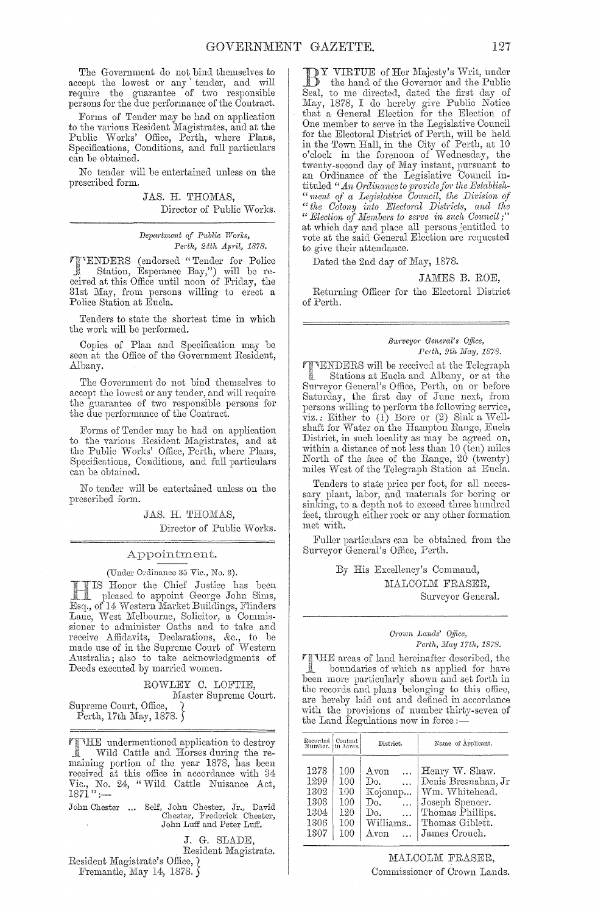The Government do not bind themselves to accept the lowest or any tender, and will require the guarantee of two responsible persons for the due performance of the Contract.

Forms of Tender may be had on application to the various Resident Magistrates, and at the Public Works' Office, Perth, where Plans, Specifications, Conditions, and full particulars can be obtained.

No tender will be entertained unless on the prescribed form.

JAS. H. THOMAS,
Director of Public Works.

---

*Department of Public Works,*
*Perth, 24th April, 1878.*

TENDERS (endorsed "Tender for Police Station, Esperance Bay,") will be received at this Office until noon of Friday, the 31st May, from persons willing to erect a Police Station at Eucla.

Tenders to state the shortest time in which the work will be performed.

Copies of Plan and Specification may be seen at the Office of the Government Resident, Albany.

The Government do not bind themselves to accept the lowest or any tender, and will require the guarantee of two responsible persons for the due performance of the Contract.

Forms of Tender may be had on application to the various Resident Magistrates, and at the Public Works' Office, Perth, where Plans, Specifications, Conditions, and full particulars can be obtained.

No tender will be entertained unless on the prescribed form.

JAS. H. THOMAS,
Director of Public Works.

---

## Appointment.

(Under Ordinance 35 Vic., No. 3).

HIS Honor the Chief Justice has been pleased to appoint George John Sims, Esq., of 14 Western Market Buildings, Flinders Lane, West Melbourne, Solicitor, a Commissioner to administer Oaths and to take and receive Affidavits, Declarations, &c., to be made use of in the Supreme Court of Western Australia; also to take acknowledgments of Deeds executed by married women.

ROWLEY C. LOFTIE,
Master Supreme Court.

Supreme Court, Office,
Perth, 17th May, 1878.

---

THE undermentioned application to destroy Wild Cattle and Horses during the remaining portion of the year 1878, has been received at this office in accordance with 34 Vic., No. 24, "Wild Cattle Nuisance Act, 1871":—

John Chester ... Self, John Chester, Jr., David Chester, Frederick Chester, John Luff and Peter Luff.

J. G. SLADE,
Resident Magistrate.

Resident Magistrate's Office,
Fremantle, May 14, 1878.

---

BY VIRTUE of Her Majesty's Writ, under the hand of the Governor and the Public Seal, to me directed, dated the first day of May, 1878, I do hereby give Public Notice that a General Election for the Election of One member to serve in the Legislative Council for the Electoral District of Perth, will be held in the Town Hall, in the City of Perth, at 10 o'clock in the forenoon of Wednesday, the twenty-second day of May instant, pursuant to an Ordinance of the Legislative Council intituled "*An Ordinance to provide for the Establishment of a Legislative Council, the Division of the Colony into Electoral Districts, and the Election of Members to serve in such Council;*" at which day and place all persons entitled to vote at the said General Election are requested to give their attendance.

Dated the 2nd day of May, 1878.

JAMES B. ROE,
Returning Officer for the Electoral District of Perth.

---

*Surveyor General's Office,*
*Perth, 9th May, 1878.*

TENDERS will be received at the Telegraph Stations at Eucla and Albany, or at the Surveyor General's Office, Perth, on or before Saturday, the first day of June next, from persons willing to perform the following service, viz.: Either to (1) Bore or (2) Sink a Wellshaft for Water on the Hampton Range, Eucla District, in such locality as may be agreed on, within a distance of not less than 10 (ten) miles North of the face of the Range, 20 (twenty) miles West of the Telegraph Station at Eucla.

Tenders to state price per foot, for all necessary plant, labor, and materials for boring or sinking, to a depth not to exceed three hundred feet, through either rock or any other formation met with.

Fuller particulars can be obtained from the Surveyor General's Office, Perth.

By His Excellency's Command,
MALCOLM FRASER,
Surveyor General.

---

*Crown Lands' Office,*
*Perth, May 17th, 1878.*

THE areas of land hereinafter described, the boundaries of which as applied for have been more particularly shown and set forth in the records and plans belonging to this office, are hereby laid out and defined in accordance with the provisions of number thirty-seven of the Land Regulations now in force:—

| Recorded Number. | Content in Acres. | District. | Name of Applicant. |
|---|---|---|---|
| 1273 | 100 | Avon ... | Henry W. Shaw. |
| 1299 | 100 | Do. ... | Denis Bresnahan, Jr |
| 1302 | 100 | Kojonup... | Wm. Whitehead. |
| 1303 | 100 | Do. ... | Joseph Spencer. |
| 1304 | 120 | Do. ... | Thomas Phillips. |
| 1306 | 100 | Williams.. | Thomas Giblett. |
| 1307 | 100 | Avon ... | James Crouch. |

MALCOLM FRASER,
Commissioner of Crown Lands.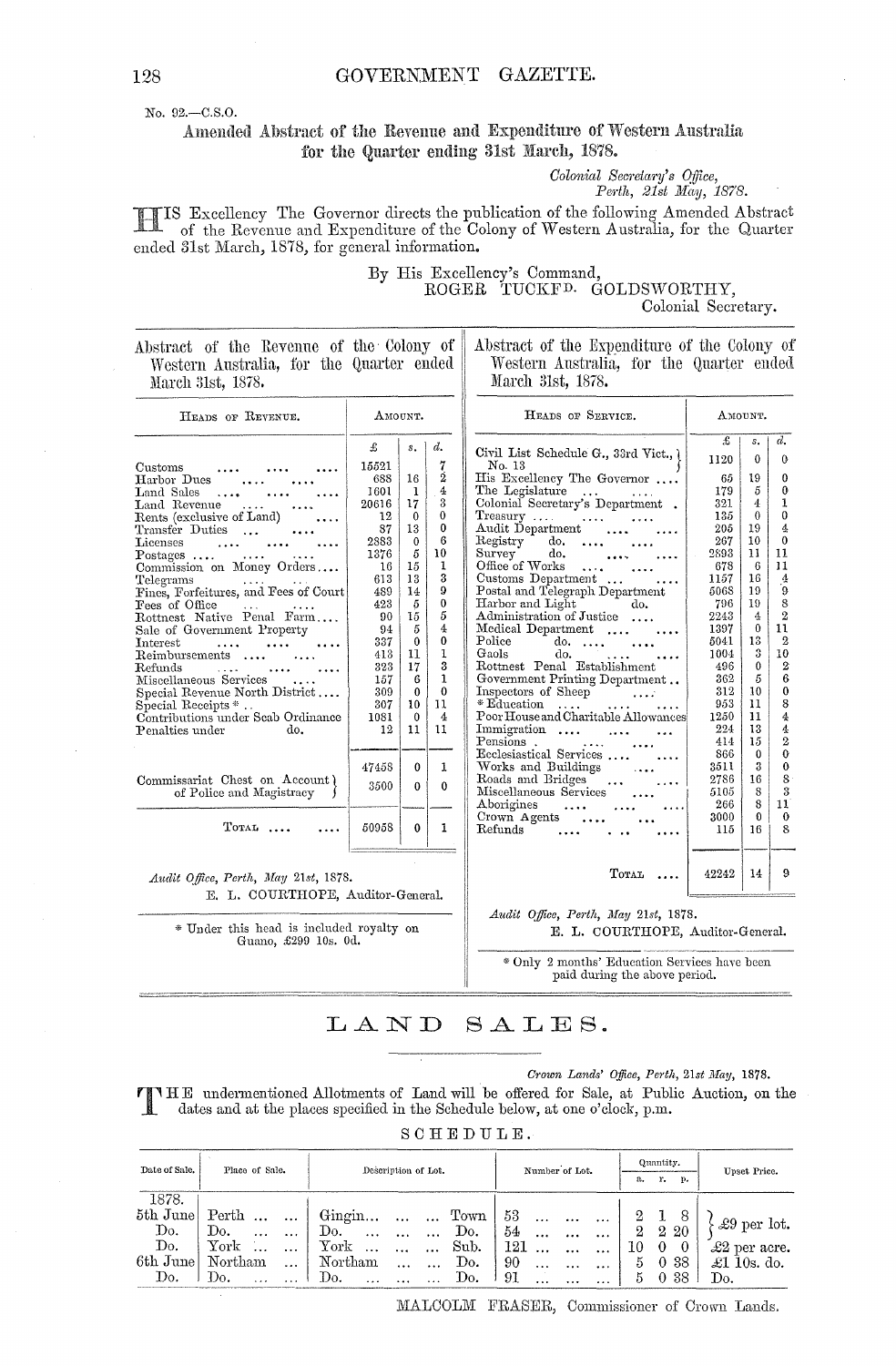No. 92.—C.S.O.

## Amended Abstract of the Revenue and Expenditure of Western Australia for the Quarter ending 31st March, 1878.

*Colonial Secretary's Office,*
*Perth, 21st May, 1878.*

HIS Excellency The Governor directs the publication of the following Amended Abstract of the Revenue and Expenditure of the Colony of Western Australia, for the Quarter ended 31st March, 1878, for general information.

By His Excellency's Command,
ROGER TUCKFD. GOLDSWORTHY,
Colonial Secretary.

### Abstract of the Revenue of the Colony of Western Australia, for the Quarter ended March 31st, 1878.

| Heads of Revenue. | Amount. £ | s. | d. |
|---|---|---|---|
| Customs | 15521 | | 7 |
| Harbor Dues | 688 | 16 | 2 |
| Land Sales | 1601 | 1 | 4 |
| Land Revenue | 20616 | 17 | 3 |
| Rents (exclusive of Land) | 12 | 0 | 0 |
| Transfer Duties | 87 | 13 | 0 |
| Licenses | 2883 | 0 | 6 |
| Postages | 1376 | 5 | 10 |
| Commission on Money Orders | 16 | 15 | 1 |
| Telegrams | 613 | 13 | 3 |
| Fines, Forfeitures, and Fees of Court | 489 | 14 | 9 |
| Fees of Office | 423 | 5 | 0 |
| Rottnest Native Penal Farm | 90 | 15 | 5 |
| Sale of Government Property | 94 | 5 | 4 |
| Interest | 337 | 0 | 0 |
| Reimbursements | 413 | 11 | 1 |
| Refunds | 323 | 17 | 3 |
| Miscellaneous Services | 157 | 6 | 1 |
| Special Revenue North District | 309 | 0 | 0 |
| Special Receipts * | 307 | 10 | 11 |
| Contributions under Scab Ordinance | 1081 | 0 | 4 |
| Penalties under do. | 12 | 11 | 11 |
| | 47458 | 0 | 1 |
| Commissariat Chest on Account of Police and Magistracy | 3500 | 0 | 0 |
| Total | 50958 | 0 | 1 |

*Audit Office, Perth, May 21st, 1878.*
E. L. COURTHOPE, Auditor-General.

\* Under this head is included royalty on Guano, £299 10s. 0d.

### Abstract of the Expenditure of the Colony of Western Australia, for the Quarter ended March 31st, 1878.

| Heads of Service. | Amount. £ | s. | d. |
|---|---|---|---|
| Civil List Schedule G., 33rd Vict., No. 13 | 1120 | 0 | 0 |
| His Excellency The Governor | 65 | 19 | 0 |
| The Legislature | 179 | 5 | 0 |
| Colonial Secretary's Department | 321 | 4 | 1 |
| Treasury | 135 | 0 | 0 |
| Audit Department | 205 | 19 | 4 |
| Registry do. | 267 | 10 | 0 |
| Survey do. | 2893 | 11 | 11 |
| Office of Works | 678 | 6 | 11 |
| Customs Department | 1157 | 16 | 4 |
| Postal and Telegraph Department | 5068 | 19 | 9 |
| Harbor and Light do. | 796 | 19 | 8 |
| Administration of Justice | 2243 | 4 | 2 |
| Medical Department | 1397 | 0 | 11 |
| Police do. | 5041 | 13 | 2 |
| Gaols do. | 1004 | 3 | 10 |
| Rottnest Penal Establishment | 496 | 0 | 2 |
| Government Printing Department | 362 | 5 | 6 |
| Inspectors of Sheep | 312 | 10 | 0 |
| * Education | 953 | 11 | 8 |
| Poor House and Charitable Allowances | 1250 | 11 | 4 |
| Immigration | 224 | 13 | 4 |
| Pensions | 414 | 15 | 2 |
| Ecclesiastical Services | 866 | 0 | 0 |
| Works and Buildings | 3511 | 3 | 0 |
| Roads and Bridges | 2786 | 16 | 8 |
| Miscellaneous Services | 5105 | 8 | 3 |
| Aborigines | 266 | 8 | 11 |
| Crown Agents | 3000 | 0 | 0 |
| Refunds | 115 | 16 | 8 |
| Total | 42242 | 14 | 9 |

*Audit Office, Perth, May 21st, 1878.*
E. L. COURTHOPE, Auditor-General.

\* Only 2 months' Education Services have been paid during the above period.

## LAND SALES.

*Crown Lands' Office, Perth, 21st May, 1878.*

THE undermentioned Allotments of Land will be offered for Sale, at Public Auction, on the dates and at the places specified in the Schedule below, at one o'clock, p.m.

### SCHEDULE.

| Date of Sale. | Place of Sale. | Description of Lot. | | Number of Lot. | Quantity. a. | r. | p. | Upset Price. |
|---|---|---|---|---|---|---|---|---|
| 1878. | | | | | | | | |
| 5th June | Perth | Gingin | Town | 53 | 2 | 1 | 8 | £9 per lot. |
| Do. | Do. | Do. | Do. | 54 | 2 | 2 | 20 | |
| Do. | York | York | Sub. | 121 | 10 | 0 | 0 | £2 per acre. |
| 6th June | Northam | Northam | Do. | 90 | 5 | 0 | 38 | £1 10s. do. |
| Do. | Do. | Do. | Do. | 91 | 5 | 0 | 38 | Do. |

MALCOLM FRASER, Commissioner of Crown Lands.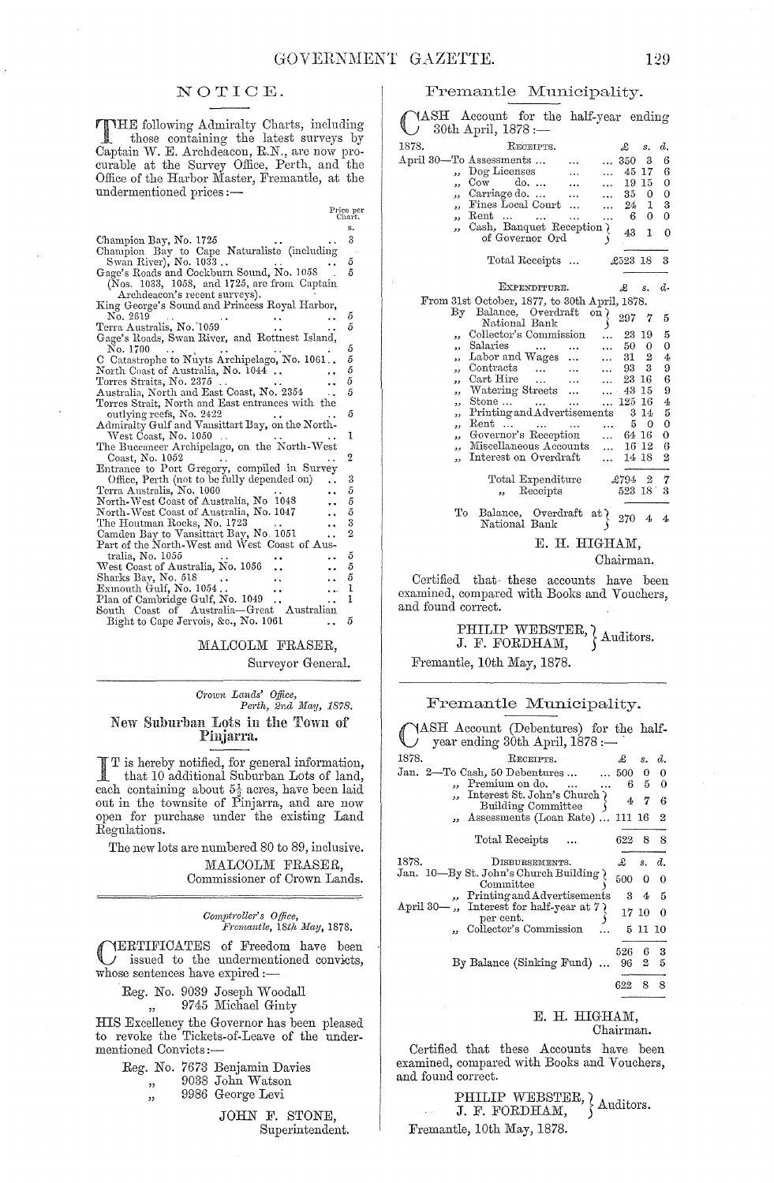## NOTICE.

THE following Admiralty Charts, including those containing the latest surveys by Captain W. E. Archdeacon, R.N., are now procurable at the Survey Office, Perth, and the Office of the Harbor Master, Fremantle, at the undermentioned prices:—

| | Price per Chart. s. |
|---|---|
| Champion Bay, No. 1725 | 3 |
| Champion Bay to Cape Naturaliste (including Swan River), No. 1033 | 5 |
| Gage's Roads and Cockburn Sound, No. 1058 (Nos. 1033, 1058, and 1725, are from Captain Archdeacon's recent surveys). | 5 |
| King George's Sound and Princess Royal Harbor, No. 2619 | 5 |
| Terra Australis, No. 1059 | 5 |
| Gage's Roads, Swan River, and Rottnest Island, No. 1700 | 5 |
| C Catastrophe to Nuyts Archipelago, No. 1061 | 5 |
| North Coast of Australia, No. 1044 | 5 |
| Torres Straits, No. 2375 | 5 |
| Australia, North and East Coast, No. 2354 | 5 |
| Torres Strait, North and East entrances with the outlying reefs, No. 2422 | 5 |
| Admiralty Gulf and Vansittart Bay, on the North-West Coast, No. 1050 | 1 |
| The Buccaneer Archipelago, on the North-West Coast, No. 1052 | 2 |
| Entrance to Port Gregory, compiled in Survey Office, Perth (not to be fully depended on) | 3 |
| Terra Australis, No. 1060 | 5 |
| North-West Coast of Australia, No 1048 | 5 |
| North-West Coast of Australia, No. 1047 | 5 |
| The Houtman Rocks, No. 1723 | 3 |
| Camden Bay to Vansittart Bay, No. 1051 | 2 |
| Part of the North-West and West Coast of Australia, No. 1055 | 5 |
| West Coast of Australia, No. 1056 | 5 |
| Sharks Bay, No. 518 | 5 |
| Exmouth Gulf, No. 1054 | 1 |
| Plan of Cambridge Gulf, No. 1049 | 1 |
| South Coast of Australia—Great Australian Bight to Cape Jervois, &c., No. 1061 | 5 |

MALCOLM FRASER,
Surveyor General.

---

*Crown Lands' Office,*
*Perth, 2nd May, 1878.*

### New Suburban Lots in the Town of Pinjarra.

IT is hereby notified, for general information, that 10 additional Suburban Lots of land, each containing about $5\frac{1}{2}$ acres, have been laid out in the townsite of Pinjarra, and are now open for purchase under the existing Land Regulations.

The new lots are numbered 80 to 89, inclusive.

MALCOLM FRASER,
Commissioner of Crown Lands.

---

*Comptroller's Office,*
*Fremantle, 18th May, 1878.*

CERTIFICATES of Freedom have been issued to the undermentioned convicts, whose sentences have expired:—

Reg. No. 9039 Joseph Woodall
" 9745 Michael Ginty

HIS Excellency the Governor has been pleased to revoke the Tickets-of-Leave of the undermentioned Convicts:—

Reg. No. 7673 Benjamin Davies
" 9038 John Watson
" 9986 George Levi

JOHN F. STONE,
Superintendent.

---

## Fremantle Municipality.

CASH Account for the half-year ending 30th April, 1878:—

| 1878. | RECEIPTS. | £ | s. | d. |
|---|---|---|---|---|
| April 30— | To Assessments ... | 350 | 3 | 6 |
| | " Dog Licenses | 45 | 17 | 6 |
| | " Cow do. | 19 | 15 | 0 |
| | " Carriage do. | 35 | 0 | 0 |
| | " Fines Local Court | 24 | 1 | 3 |
| | " Rent | 6 | 0 | 0 |
| | " Cash, Banquet Reception of Governor Ord | 43 | 1 | 0 |
| | Total Receipts ... | £523 | 18 | 3 |

| EXPENDITURE. | £ | s. | d. |
|---|---|---|---|
| From 31st October, 1877, to 30th April, 1878. | | | |
| By Balance, Overdraft on National Bank | 297 | 7 | 5 |
| " Collector's Commission | 23 | 19 | 5 |
| " Salaries | 50 | 0 | 0 |
| " Labor and Wages | 31 | 2 | 4 |
| " Contracts | 93 | 3 | 9 |
| " Cart Hire | 23 | 16 | 6 |
| " Watering Streets | 43 | 15 | 9 |
| " Stone | 125 | 16 | 4 |
| " Printing and Advertisements | 3 | 14 | 5 |
| " Rent | 5 | 0 | 0 |
| " Governor's Reception | 64 | 16 | 0 |
| " Miscellaneous Accounts | 16 | 12 | 6 |
| " Interest on Overdraft | 14 | 18 | 2 |
| Total Expenditure | £794 | 2 | 7 |
| " Receipts | 523 | 18 | 3 |
| To Balance, Overdraft at National Bank | 270 | 4 | 4 |

E. H. HIGHAM,
Chairman.

Certified that these accounts have been examined, compared with Books and Vouchers, and found correct.

PHILIP WEBSTER, J. F. FORDHAM, } Auditors.

Fremantle, 10th May, 1878.

---

## Fremantle Municipality.

CASH Account (Debentures) for the half-year ending 30th April, 1878:—

| 1878. | RECEIPTS. | £ | s. | d. |
|---|---|---|---|---|
| Jan. 2— | To Cash, 50 Debentures ... | 500 | 0 | 0 |
| | " Premium on do. | 6 | 5 | 0 |
| | " Interest St. John's Church Building Committee | 4 | 7 | 6 |
| | " Assessments (Loan Rate) | 111 | 16 | 2 |
| | Total Receipts ... | 622 | 8 | 8 |

| 1878. | DISBURSEMENTS. | £ | s. | d. |
|---|---|---|---|---|
| Jan. 10— | By St. John's Church Building Committee | 500 | 0 | 0 |
| | " Printing and Advertisements | 3 | 4 | 5 |
| April 30— | " Interest for half-year at 7 per cent. | 17 | 10 | 0 |
| | " Collector's Commission | 5 | 11 | 10 |
| | | 526 | 6 | 3 |
| | By Balance (Sinking Fund) ... | 96 | 2 | 5 |
| | | 622 | 8 | 8 |

E. H. HIGHAM,
Chairman.

Certified that these Accounts have been examined, compared with Books and Vouchers, and found correct.

PHILIP WEBSTER, J. F. FORDHAM, } Auditors.

Fremantle, 10th May, 1878.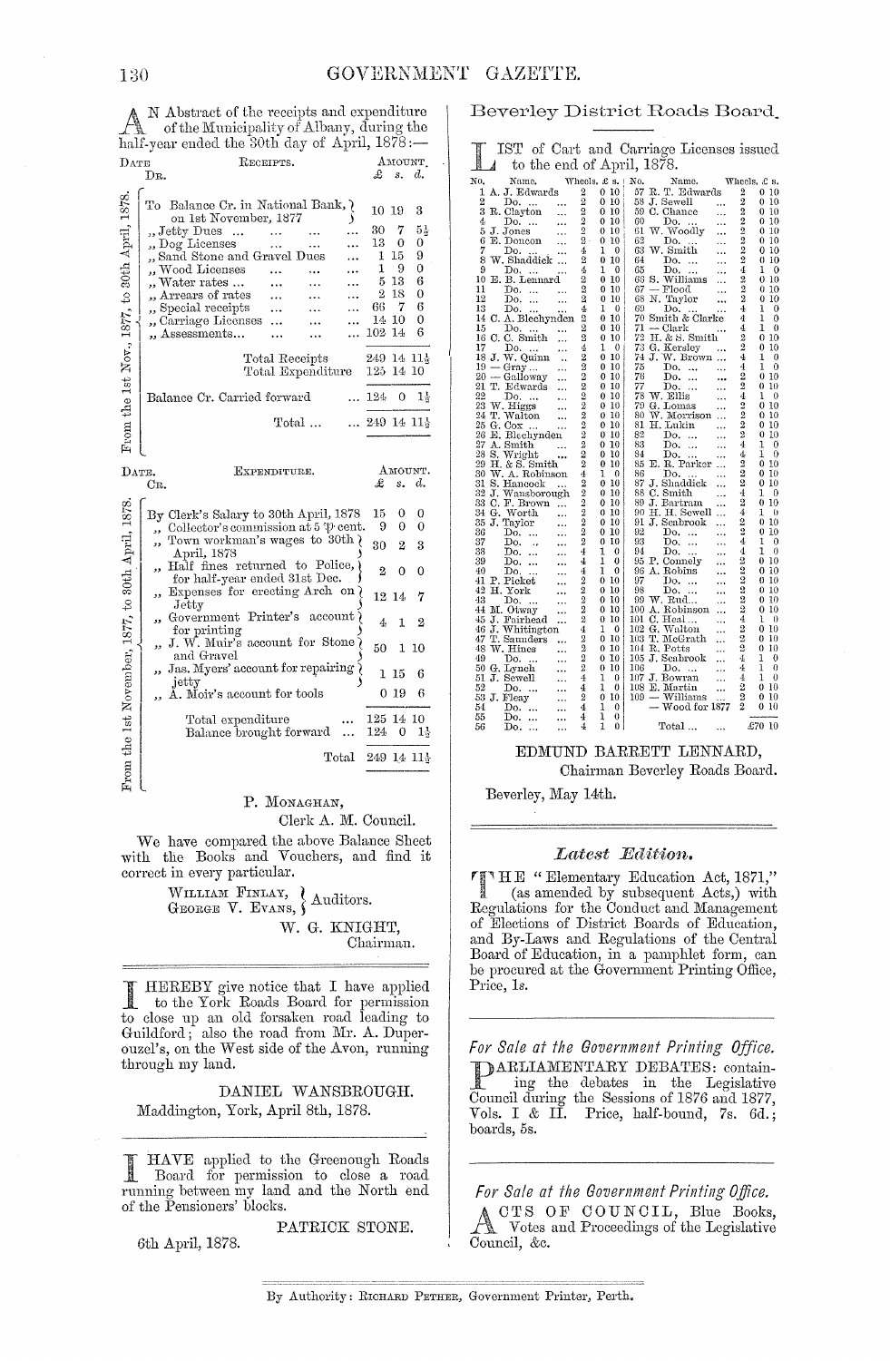An Abstract of the receipts and expenditure of the Municipality of Albany, during the half-year ended the 30th day of April, 1878:—

| Date | Receipts. | Amount. £ s. d. |
|---|---|---|
| Dr. | | |
| From the 1st Nov., 1877, to 30th April, 1878. | To Balance Cr. in National Bank, on 1st November, 1877 | 10 19 3 |
| | " Jetty Dues ... | 30 7 5½ |
| | " Dog Licenses ... | 13 0 0 |
| | " Sand Stone and Gravel Dues ... | 1 15 9 |
| | " Wood Licenses ... | 1 9 0 |
| | " Water rates ... | 5 13 6 |
| | " Arrears of rates ... | 2 18 0 |
| | " Special receipts ... | 66 7 6 |
| | " Carriage Licenses ... | 14 10 0 |
| | " Assessments... | 102 14 6 |
| | Total Receipts | 249 14 11½ |
| | Total Expenditure | 125 14 10 |
| | Balance Cr. Carried forward ... | 124 0 1½ |
| | Total ... | 249 14 11½ |

| Date. | Expenditure. | Amount. £ s. d. |
|---|---|---|
| Cr. | | |
| From the 1st November, 1877, to 30th April, 1878. | By Clerk's Salary to 30th April, 1878 | 15 0 0 |
| | " Collector's commission at 5 ℘ cent. | 9 0 0 |
| | " Town workman's wages to 30th April, 1878 | 30 2 3 |
| | " Half fines returned to Police, for half-year ended 31st Dec. | 2 0 0 |
| | " Expenses for erecting Arch on Jetty | 12 14 7 |
| | " Government Printer's account for printing | 4 1 2 |
| | " J. W. Muir's account for Stone and Gravel | 50 1 10 |
| | " Jas. Myers' account for repairing jetty | 1 15 6 |
| | " A. Moir's account for tools | 0 19 6 |
| | Total expenditure ... | 125 14 10 |
| | Balance brought forward ... | 124 0 1½ |
| | Total | 249 14 11½ |

P. Monaghan,
Clerk A. M. Council.

We have compared the above Balance Sheet with the Books and Vouchers, and find it correct in every particular.

William Finlay, George V. Evans, } Auditors.

W. G. KNIGHT,
Chairman.

---

I HEREBY give notice that I have applied to the York Roads Board for permission to close up an old forsaken road leading to Guildford; also the road from Mr. A. Duperouzel's, on the West side of the Avon, running through my land.

DANIEL WANSBROUGH.

Maddington, York, April 8th, 1878.

---

I HAVE applied to the Greenough Roads Board for permission to close a road running between my land and the North end of the Pensioners' blocks.

PATRICK STONE.

6th April, 1878.

---

## Beverley District Roads Board.

LIST of Cart and Carriage Licenses issued to the end of April, 1878.

| No. | Name. | Wheels. | £ s. | No. | Name. | Wheels. | £ s. |
|---|---|---|---|---|---|---|---|
| 1 | A. J. Edwards | 2 | 0 10 | 57 | R. T. Edwards | 2 | 0 10 |
| 2 | Do. ... | 2 | 0 10 | 58 | J. Sewell | 2 | 0 10 |
| 3 | R. Clayton | 2 | 0 10 | 59 | C. Chance | 2 | 0 10 |
| 4 | Do. ... | 2 | 0 10 | 60 | Do. ... | 2 | 0 10 |
| 5 | J. Jones | 2 | 0 10 | 61 | W. Woodly | 2 | 0 10 |
| 6 | E. Duncon | 2 | 0 10 | 62 | Do. ... | 2 | 0 10 |
| 7 | Do. ... | 4 | 1 0 | 63 | W. Smith | 2 | 0 10 |
| 8 | W. Shaddick ... | 2 | 0 10 | 64 | Do. ... | 2 | 0 10 |
| 9 | Do. ... | 4 | 1 0 | 65 | Do. ... | 4 | 1 0 |
| 10 | E. B. Lennard | 2 | 0 10 | 66 | S. Williams | 2 | 0 10 |
| 11 | Do. ... | 2 | 0 10 | 67 | — Flood | 2 | 0 10 |
| 12 | Do. ... | 2 | 0 10 | 68 | N. Taylor | 2 | 0 10 |
| 13 | Do. ... | 4 | 1 0 | 69 | Do. ... | 4 | 1 0 |
| 14 | C. A. Blechynden | 2 | 0 10 | 70 | Smith & Clarke | 4 | 1 0 |
| 15 | Do. ... | 2 | 0 10 | 71 | — Clark | 4 | 1 0 |
| 16 | C. C. Smith | 2 | 0 10 | 72 | H. & S. Smith | 2 | 0 10 |
| 17 | Do. ... | 4 | 1 0 | 73 | G. Kersley | 2 | 0 10 |
| 18 | J. W. Quinn | 2 | 0 10 | 74 | J. W. Brown ... | 4 | 1 0 |
| 19 | — Gray ... | 2 | 0 10 | 75 | Do. ... | 4 | 1 0 |
| 20 | — Galloway | 2 | 0 10 | 76 | Do. ... | 2 | 0 10 |
| 21 | T. Edwards | 2 | 0 10 | 77 | Do. ... | 2 | 0 10 |
| 22 | Do. ... | 2 | 0 10 | 78 | W. Ellis | 4 | 1 0 |
| 23 | W. Higgs | 2 | 0 10 | 79 | G. Lomas | 2 | 0 10 |
| 24 | T. Walton | 2 | 0 10 | 80 | W. Morrison | 2 | 0 10 |
| 25 | G. Cox ... | 2 | 0 10 | 81 | H. Lukin | 2 | 0 10 |
| 26 | E. Blechynden | 2 | 0 10 | 82 | Do. ... | 2 | 0 10 |
| 27 | A. Smith | 2 | 0 10 | 83 | Do. ... | 4 | 1 0 |
| 28 | S. Wright | 2 | 0 10 | 84 | Do. ... | 4 | 1 0 |
| 29 | H. & S. Smith | 2 | 0 10 | 85 | E. R. Parker ... | 2 | 0 10 |
| 30 | W. A. Robinson | 4 | 1 0 | 86 | Do. ... | 2 | 0 10 |
| 31 | S. Hancock | 2 | 0 10 | 87 | J. Shaddick | 2 | 0 10 |
| 32 | J. Wansborough | 2 | 0 10 | 88 | C. Smith | 4 | 1 0 |
| 33 | C. F. Brown | 2 | 0 10 | 89 | J. Bartram | 2 | 0 10 |
| 34 | G. Worth | 2 | 0 10 | 90 | H. H. Sewell ... | 4 | 1 0 |
| 35 | J. Taylor | 2 | 0 10 | 91 | J. Seabrook | 2 | 0 10 |
| 36 | Do. ... | 2 | 0 10 | 92 | Do. ... | 2 | 0 10 |
| 37 | Do. ... | 2 | 0 10 | 93 | Do. ... | 4 | 1 0 |
| 38 | Do. ... | 4 | 1 0 | 94 | Do. ... | 4 | 1 0 |
| 39 | Do. ... | 4 | 1 0 | 95 | P. Connely | 2 | 0 10 |
| 40 | Do. ... | 4 | 1 0 | 96 | A. Robins | 2 | 0 10 |
| 41 | P. Picket | 2 | 0 10 | 97 | Do. ... | 2 | 0 10 |
| 42 | H. York | 2 | 0 10 | 98 | Do. ... | 2 | 0 10 |
| 43 | Do. ... | 2 | 0 10 | 99 | W. Rud... | 2 | 0 10 |
| 44 | M. Otway | 2 | 0 10 | 100 | A. Robinson ... | 2 | 0 10 |
| 45 | J. Fairhead | 2 | 0 10 | 101 | C. Heal ... | 4 | 1 0 |
| 46 | J. Whitington | 4 | 1 0 | 102 | G. Walton | 2 | 0 10 |
| 47 | T. Saunders | 2 | 0 10 | 103 | T. McGrath | 2 | 0 10 |
| 48 | W. Hines | 2 | 0 10 | 104 | R. Potts | 2 | 0 10 |
| 49 | Do. ... | 2 | 0 10 | 105 | J. Seabrook | 4 | 1 0 |
| 50 | G. Lynch | 2 | 0 10 | 106 | Do. ... | 4 | 1 0 |
| 51 | J. Sewell | 4 | 1 0 | 107 | J. Bowran | 4 | 1 0 |
| 52 | Do. ... | 4 | 1 0 | 108 | E. Martin | 2 | 0 10 |
| 53 | J. Fleay | 2 | 0 10 | 109 | — Williams | 2 | 0 10 |
| 54 | Do. ... | 4 | 1 0 | | — Wood for 1877 | 2 | 0 10 |
| 55 | Do. ... | 4 | 1 0 | | | | |
| 56 | Do. ... | 4 | 1 0 | | Total ... | | £70 10 |

EDMUND BARRETT LENNARD,
Chairman Beverley Roads Board.

Beverley, May 14th.

---

## *Latest Edition.*

THE "Elementary Education Act, 1871," (as amended by subsequent Acts,) with Regulations for the Conduct and Management of Elections of District Boards of Education, and By-Laws and Regulations of the Central Board of Education, in a pamphlet form, can be procured at the Government Printing Office, Price, 1s.

---

*For Sale at the Government Printing Office.*

PARLIAMENTARY DEBATES: containing the debates in the Legislative Council during the Sessions of 1876 and 1877, Vols. I & II. Price, half-bound, 7s. 6d.; boards, 5s.

---

*For Sale at the Government Printing Office.*

ACTS OF COUNCIL, Blue Books, Votes and Proceedings of the Legislative Council, &c.

---

By Authority: Richard Pether, Government Printer, Perth.